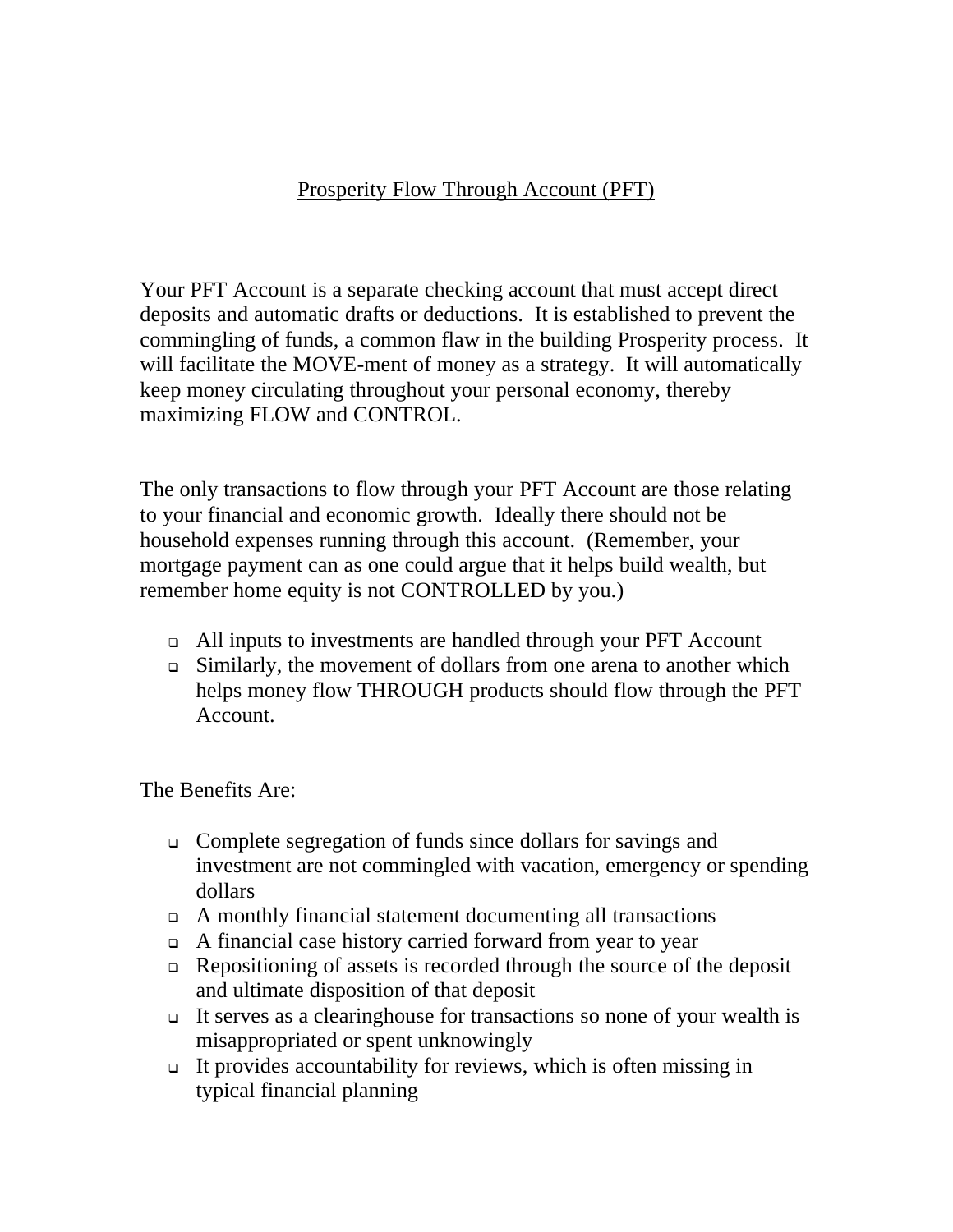# Prosperity Flow Through Account (PFT)

Your PFT Account is a separate checking account that must accept direct deposits and automatic drafts or deductions. It is established to prevent the commingling of funds, a common flaw in the building Prosperity process. It will facilitate the MOVE-ment of money as a strategy. It will automatically keep money circulating throughout your personal economy, thereby maximizing FLOW and CONTROL.

The only transactions to flow through your PFT Account are those relating to your financial and economic growth. Ideally there should not be household expenses running through this account. (Remember, your mortgage payment can as one could argue that it helps build wealth, but remember home equity is not CONTROLLED by you.)

- All inputs to investments are handled through your PFT Account
- Similarly, the movement of dollars from one arena to another which helps money flow THROUGH products should flow through the PFT Account.

The Benefits Are:

- Complete segregation of funds since dollars for savings and investment are not commingled with vacation, emergency or spending dollars
- A monthly financial statement documenting all transactions
- A financial case history carried forward from year to year
- Repositioning of assets is recorded through the source of the deposit and ultimate disposition of that deposit
- It serves as a clearinghouse for transactions so none of your wealth is misappropriated or spent unknowingly
- It provides accountability for reviews, which is often missing in typical financial planning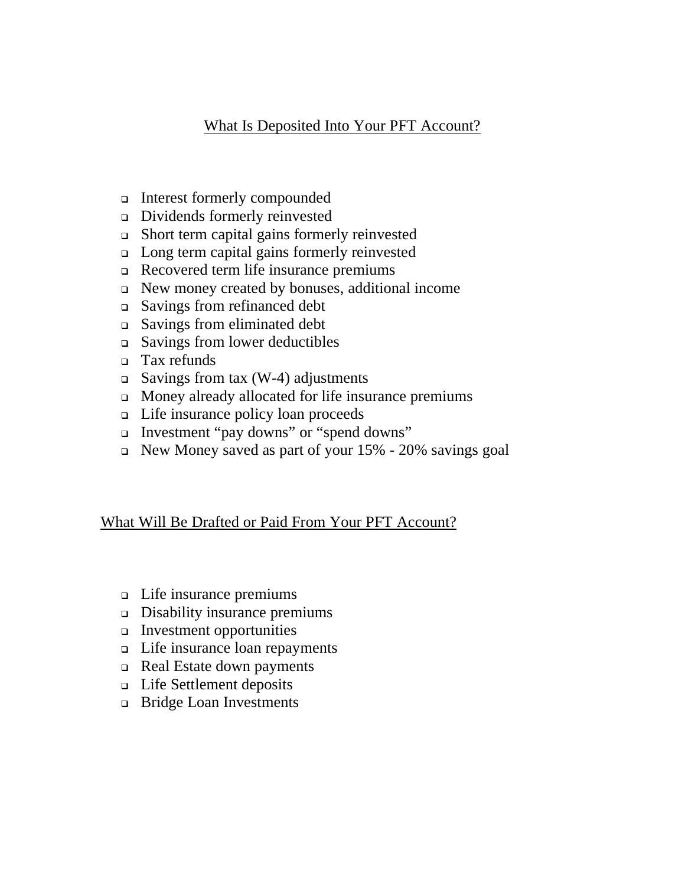## What Is Deposited Into Your PFT Account?

- Interest formerly compounded
- Dividends formerly reinvested
- Short term capital gains formerly reinvested
- Long term capital gains formerly reinvested
- Recovered term life insurance premiums
- New money created by bonuses, additional income
- Savings from refinanced debt
- Savings from eliminated debt
- Savings from lower deductibles
- Tax refunds
- Savings from tax (W-4) adjustments
- Money already allocated for life insurance premiums
- Life insurance policy loan proceeds
- Investment "pay downs" or "spend downs"
- New Money saved as part of your 15% - 20% savings goal

## What Will Be Drafted or Paid From Your PFT Account?

- Life insurance premiums
- Disability insurance premiums
- Investment opportunities
- Life insurance loan repayments
- Real Estate down payments
- Life Settlement deposits
- Bridge Loan Investments